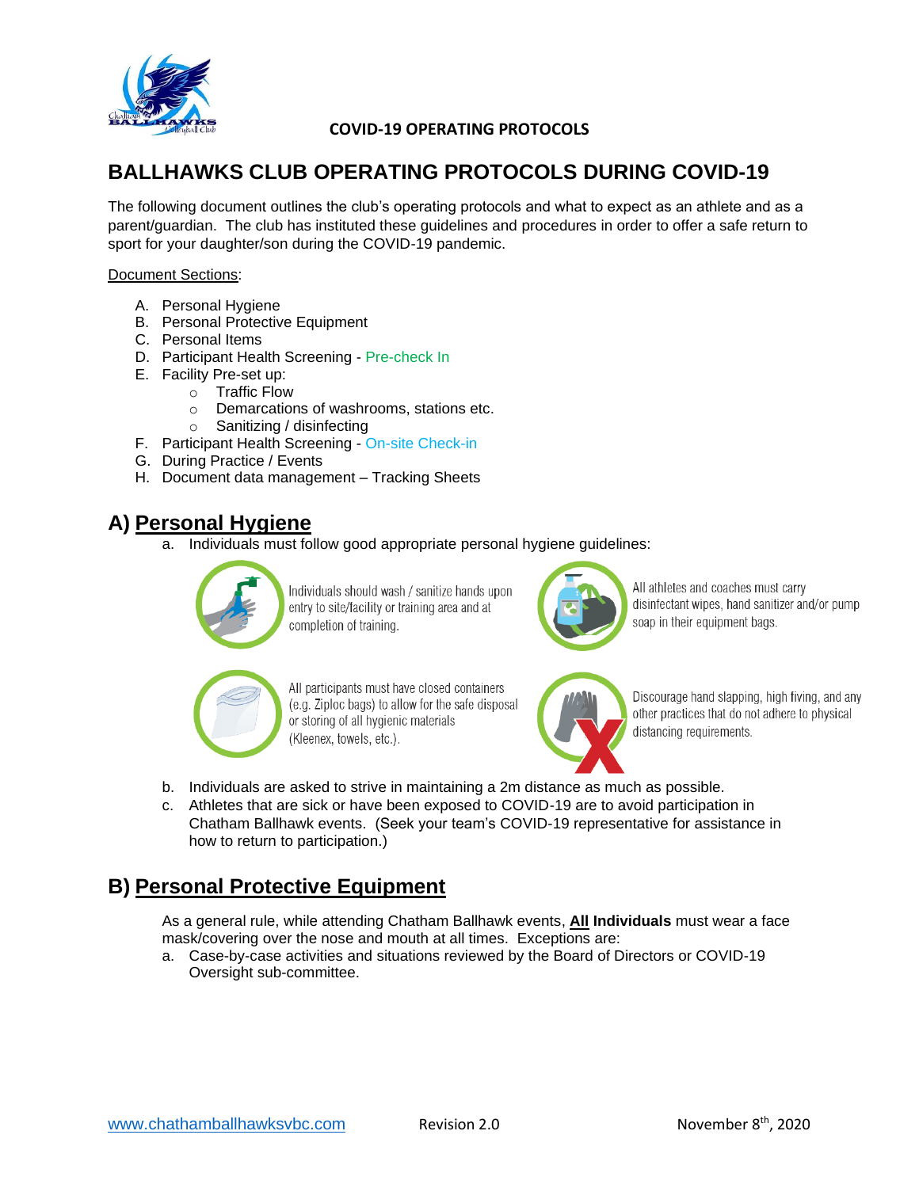**COVID-19 OPERATING PROTOCOLS**

# BALLHAWKS CLUB OPERATING PROTOCOLS DURING COVID-19

The following document outlines the club's operating protocols and what to expect as an athlete and as a parent/guardian. The club has instituted these guidelines and procedures in order to offer a safe return to sport for your daughter/son during the COVID-19 pandemic.

Document Sections:

A. Personal Hygiene
B. Personal Protective Equipment
C. Personal Items
D. Participant Health Screening - Pre-check In
E. Facility Pre-set up:
   - Traffic Flow
   - Demarcations of washrooms, stations etc.
   - Sanitizing / disinfecting
F. Participant Health Screening - On-site Check-in
G. During Practice / Events
H. Document data management – Tracking Sheets

## A) Personal Hygiene

a. Individuals must follow good appropriate personal hygiene guidelines:

   - Individuals should wash / sanitize hands upon entry to site/facility or training area and at completion of training.
   - All athletes and coaches must carry disinfectant wipes, hand sanitizer and/or pump soap in their equipment bags.
   - All participants must have closed containers (e.g. Ziploc bags) to allow for the safe disposal or storing of all hygienic materials (Kleenex, towels, etc.).
   - Discourage hand slapping, high fiving, and any other practices that do not adhere to physical distancing requirements.

b. Individuals are asked to strive in maintaining a 2m distance as much as possible.

c. Athletes that are sick or have been exposed to COVID-19 are to avoid participation in Chatham Ballhawk events. (Seek your team's COVID-19 representative for assistance in how to return to participation.)

## B) Personal Protective Equipment

As a general rule, while attending Chatham Ballhawk events, **All Individuals** must wear a face mask/covering over the nose and mouth at all times. Exceptions are:

a. Case-by-case activities and situations reviewed by the Board of Directors or COVID-19 Oversight sub-committee.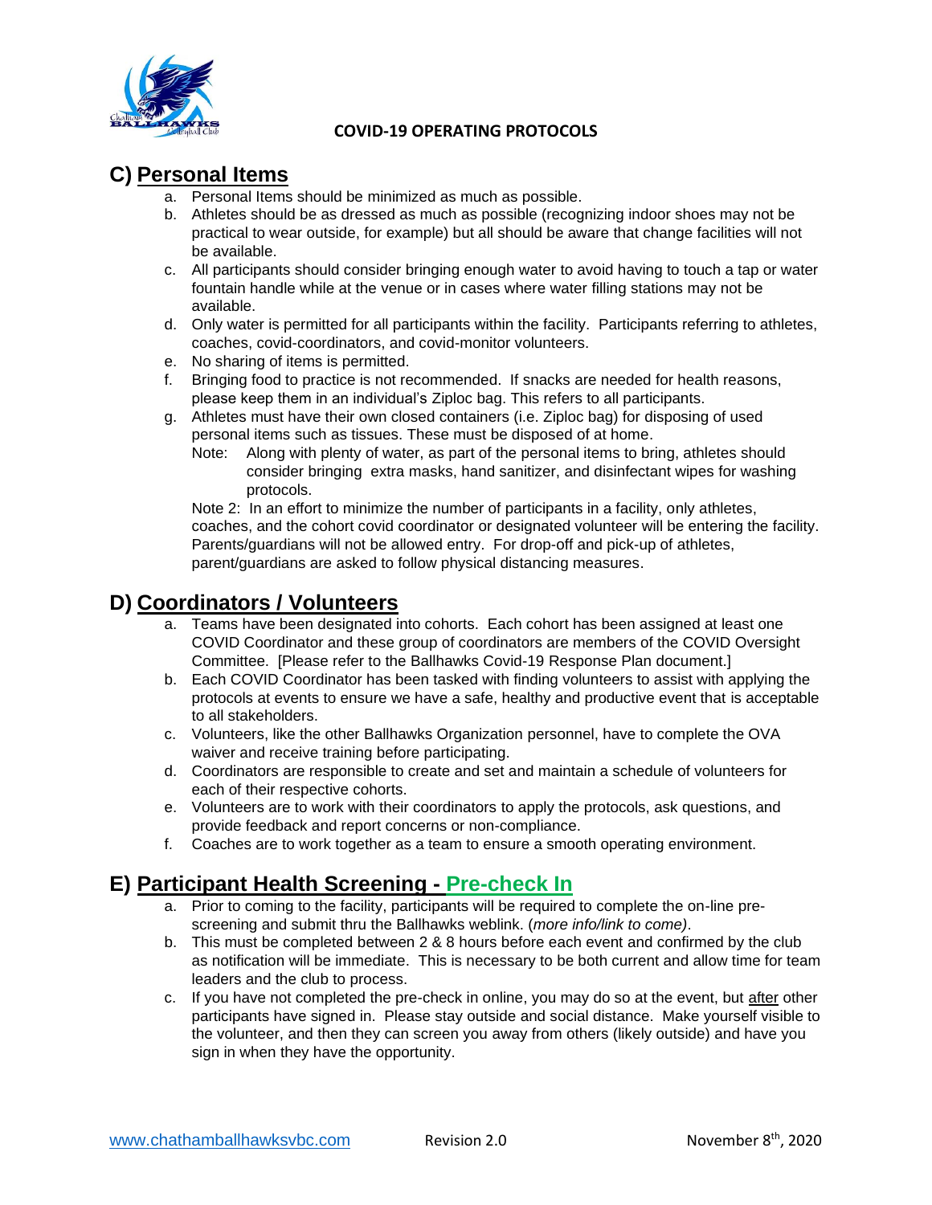**COVID-19 OPERATING PROTOCOLS**

## C) Personal Items

a. Personal Items should be minimized as much as possible.
b. Athletes should be as dressed as much as possible (recognizing indoor shoes may not be practical to wear outside, for example) but all should be aware that change facilities will not be available.
c. All participants should consider bringing enough water to avoid having to touch a tap or water fountain handle while at the venue or in cases where water filling stations may not be available.
d. Only water is permitted for all participants within the facility. Participants referring to athletes, coaches, covid-coordinators, and covid-monitor volunteers.
e. No sharing of items is permitted.
f. Bringing food to practice is not recommended. If snacks are needed for health reasons, please keep them in an individual's Ziploc bag. This refers to all participants.
g. Athletes must have their own closed containers (i.e. Ziploc bag) for disposing of used personal items such as tissues. These must be disposed of at home.

Note: Along with plenty of water, as part of the personal items to bring, athletes should consider bringing extra masks, hand sanitizer, and disinfectant wipes for washing protocols.

Note 2: In an effort to minimize the number of participants in a facility, only athletes, coaches, and the cohort covid coordinator or designated volunteer will be entering the facility. Parents/guardians will not be allowed entry. For drop-off and pick-up of athletes, parent/guardians are asked to follow physical distancing measures.

## D) Coordinators / Volunteers

a. Teams have been designated into cohorts. Each cohort has been assigned at least one COVID Coordinator and these group of coordinators are members of the COVID Oversight Committee. [Please refer to the Ballhawks Covid-19 Response Plan document.]
b. Each COVID Coordinator has been tasked with finding volunteers to assist with applying the protocols at events to ensure we have a safe, healthy and productive event that is acceptable to all stakeholders.
c. Volunteers, like the other Ballhawks Organization personnel, have to complete the OVA waiver and receive training before participating.
d. Coordinators are responsible to create and set and maintain a schedule of volunteers for each of their respective cohorts.
e. Volunteers are to work with their coordinators to apply the protocols, ask questions, and provide feedback and report concerns or non-compliance.
f. Coaches are to work together as a team to ensure a smooth operating environment.

## E) Participant Health Screening - Pre-check In

a. Prior to coming to the facility, participants will be required to complete the on-line pre-screening and submit thru the Ballhawks weblink. (*more info/link to come)*.
b. This must be completed between 2 & 8 hours before each event and confirmed by the club as notification will be immediate. This is necessary to be both current and allow time for team leaders and the club to process.
c. If you have not completed the pre-check in online, you may do so at the event, but after other participants have signed in. Please stay outside and social distance. Make yourself visible to the volunteer, and then they can screen you away from others (likely outside) and have you sign in when they have the opportunity.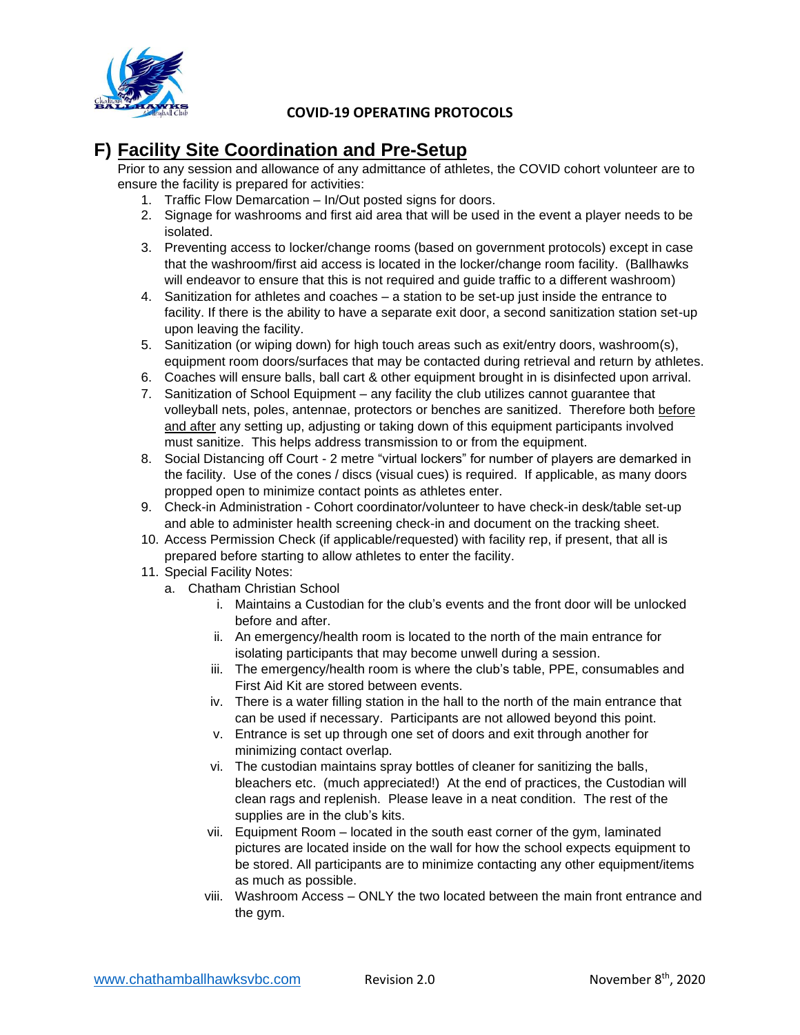## F) Facility Site Coordination and Pre-Setup

Prior to any session and allowance of any admittance of athletes, the COVID cohort volunteer are to ensure the facility is prepared for activities:

1. Traffic Flow Demarcation – In/Out posted signs for doors.
2. Signage for washrooms and first aid area that will be used in the event a player needs to be isolated.
3. Preventing access to locker/change rooms (based on government protocols) except in case that the washroom/first aid access is located in the locker/change room facility. (Ballhawks will endeavor to ensure that this is not required and guide traffic to a different washroom)
4. Sanitization for athletes and coaches – a station to be set-up just inside the entrance to facility. If there is the ability to have a separate exit door, a second sanitization station set-up upon leaving the facility.
5. Sanitization (or wiping down) for high touch areas such as exit/entry doors, washroom(s), equipment room doors/surfaces that may be contacted during retrieval and return by athletes.
6. Coaches will ensure balls, ball cart & other equipment brought in is disinfected upon arrival.
7. Sanitization of School Equipment – any facility the club utilizes cannot guarantee that volleyball nets, poles, antennae, protectors or benches are sanitized. Therefore both before and after any setting up, adjusting or taking down of this equipment participants involved must sanitize. This helps address transmission to or from the equipment.
8. Social Distancing off Court - 2 metre "virtual lockers" for number of players are demarked in the facility. Use of the cones / discs (visual cues) is required. If applicable, as many doors propped open to minimize contact points as athletes enter.
9. Check-in Administration - Cohort coordinator/volunteer to have check-in desk/table set-up and able to administer health screening check-in and document on the tracking sheet.
10. Access Permission Check (if applicable/requested) with facility rep, if present, that all is prepared before starting to allow athletes to enter the facility.
11. Special Facility Notes:
    a. Chatham Christian School
        i. Maintains a Custodian for the club's events and the front door will be unlocked before and after.
        ii. An emergency/health room is located to the north of the main entrance for isolating participants that may become unwell during a session.
        iii. The emergency/health room is where the club's table, PPE, consumables and First Aid Kit are stored between events.
        iv. There is a water filling station in the hall to the north of the main entrance that can be used if necessary. Participants are not allowed beyond this point.
        v. Entrance is set up through one set of doors and exit through another for minimizing contact overlap.
        vi. The custodian maintains spray bottles of cleaner for sanitizing the balls, bleachers etc. (much appreciated!) At the end of practices, the Custodian will clean rags and replenish. Please leave in a neat condition. The rest of the supplies are in the club's kits.
        vii. Equipment Room – located in the south east corner of the gym, laminated pictures are located inside on the wall for how the school expects equipment to be stored. All participants are to minimize contacting any other equipment/items as much as possible.
        viii. Washroom Access – ONLY the two located between the main front entrance and the gym.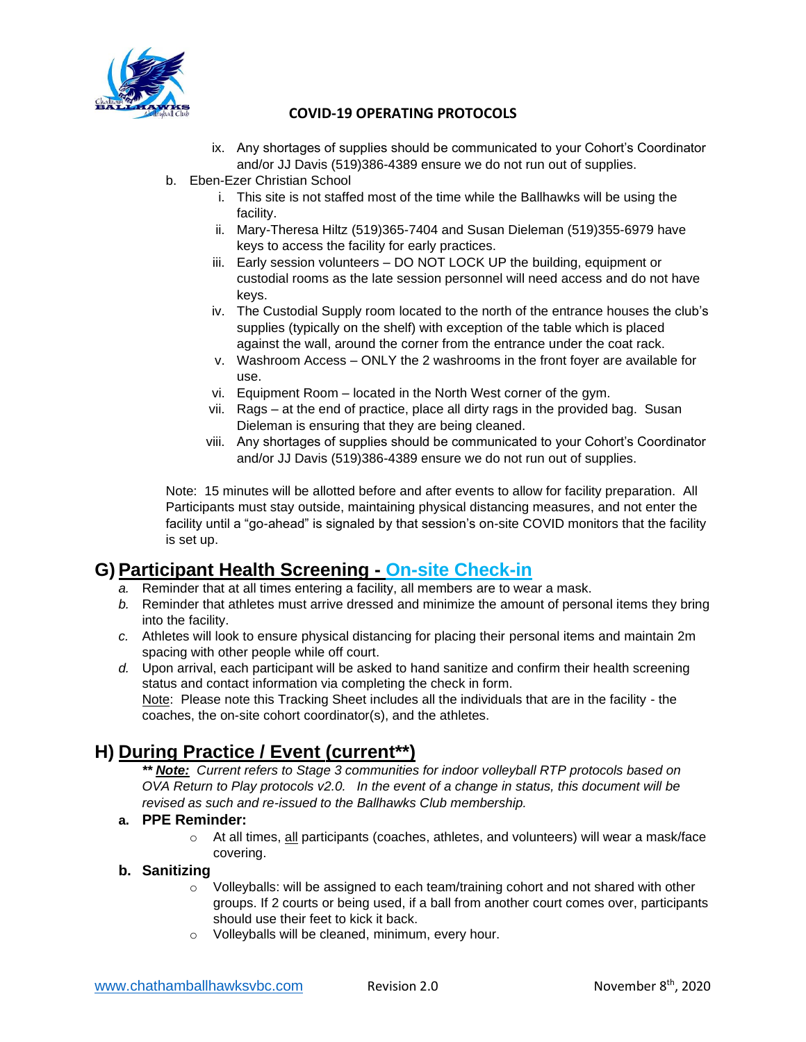ix. Any shortages of supplies should be communicated to your Cohort's Coordinator and/or JJ Davis (519)386-4389 ensure we do not run out of supplies.

b. Eben-Ezer Christian School
   i. This site is not staffed most of the time while the Ballhawks will be using the facility.
   ii. Mary-Theresa Hiltz (519)365-7404 and Susan Dieleman (519)355-6979 have keys to access the facility for early practices.
   iii. Early session volunteers – DO NOT LOCK UP the building, equipment or custodial rooms as the late session personnel will need access and do not have keys.
   iv. The Custodial Supply room located to the north of the entrance houses the club's supplies (typically on the shelf) with exception of the table which is placed against the wall, around the corner from the entrance under the coat rack.
   v. Washroom Access – ONLY the 2 washrooms in the front foyer are available for use.
   vi. Equipment Room – located in the North West corner of the gym.
   vii. Rags – at the end of practice, place all dirty rags in the provided bag. Susan Dieleman is ensuring that they are being cleaned.
   viii. Any shortages of supplies should be communicated to your Cohort's Coordinator and/or JJ Davis (519)386-4389 ensure we do not run out of supplies.

Note: 15 minutes will be allotted before and after events to allow for facility preparation. All Participants must stay outside, maintaining physical distancing measures, and not enter the facility until a "go-ahead" is signaled by that session's on-site COVID monitors that the facility is set up.

## G) Participant Health Screening - On-site Check-in

*a.* Reminder that at all times entering a facility, all members are to wear a mask.
*b.* Reminder that athletes must arrive dressed and minimize the amount of personal items they bring into the facility.
*c.* Athletes will look to ensure physical distancing for placing their personal items and maintain 2m spacing with other people while off court.
*d.* Upon arrival, each participant will be asked to hand sanitize and confirm their health screening status and contact information via completing the check in form.
Note: Please note this Tracking Sheet includes all the individuals that are in the facility - the coaches, the on-site cohort coordinator(s), and the athletes.

## H) During Practice / Event (current**)

***** ***Note:*** *Current refers to Stage 3 communities for indoor volleyball RTP protocols based on OVA Return to Play protocols v2.0. In the event of a change in status, this document will be revised as such and re-issued to the Ballhawks Club membership.*

**a. PPE Reminder:**

- At all times, all participants (coaches, athletes, and volunteers) will wear a mask/face covering.

**b. Sanitizing**

- Volleyballs: will be assigned to each team/training cohort and not shared with other groups. If 2 courts or being used, if a ball from another court comes over, participants should use their feet to kick it back.
- Volleyballs will be cleaned, minimum, every hour.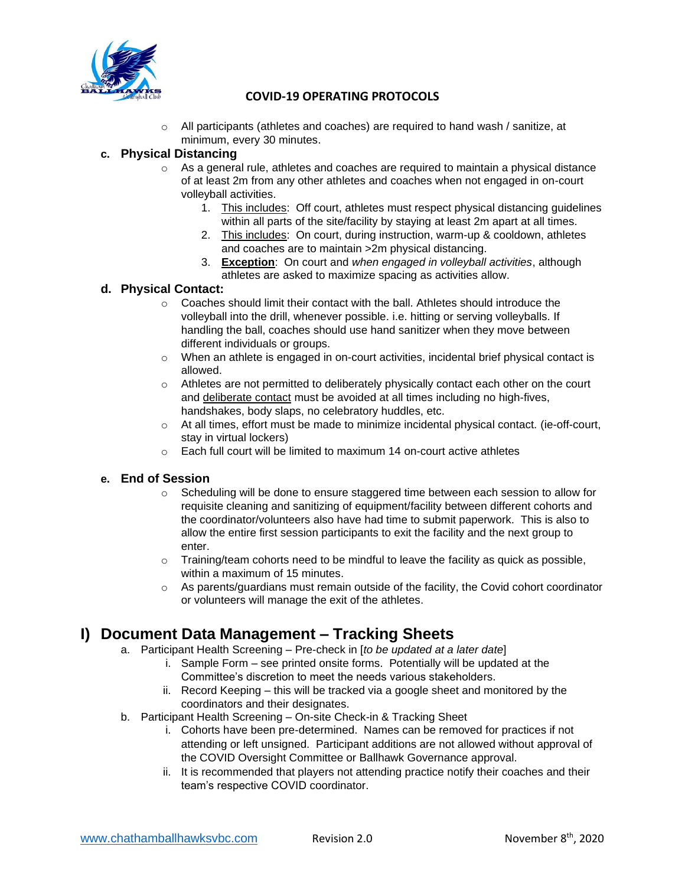- All participants (athletes and coaches) are required to hand wash / sanitize, at minimum, every 30 minutes.

**c. Physical Distancing**

- As a general rule, athletes and coaches are required to maintain a physical distance of at least 2m from any other athletes and coaches when not engaged in on-court volleyball activities.
    1. This includes: Off court, athletes must respect physical distancing guidelines within all parts of the site/facility by staying at least 2m apart at all times.
    2. This includes: On court, during instruction, warm-up & cooldown, athletes and coaches are to maintain >2m physical distancing.
    3. **Exception**: On court and *when engaged in volleyball activities*, although athletes are asked to maximize spacing as activities allow.

**d. Physical Contact:**

- Coaches should limit their contact with the ball. Athletes should introduce the volleyball into the drill, whenever possible. i.e. hitting or serving volleyballs. If handling the ball, coaches should use hand sanitizer when they move between different individuals or groups.
- When an athlete is engaged in on-court activities, incidental brief physical contact is allowed.
- Athletes are not permitted to deliberately physically contact each other on the court and deliberate contact must be avoided at all times including no high-fives, handshakes, body slaps, no celebratory huddles, etc.
- At all times, effort must be made to minimize incidental physical contact. (ie-off-court, stay in virtual lockers)
- Each full court will be limited to maximum 14 on-court active athletes

**e. End of Session**

- Scheduling will be done to ensure staggered time between each session to allow for requisite cleaning and sanitizing of equipment/facility between different cohorts and the coordinator/volunteers also have had time to submit paperwork. This is also to allow the entire first session participants to exit the facility and the next group to enter.
- Training/team cohorts need to be mindful to leave the facility as quick as possible, within a maximum of 15 minutes.
- As parents/guardians must remain outside of the facility, the Covid cohort coordinator or volunteers will manage the exit of the athletes.

## I) Document Data Management – Tracking Sheets

a. Participant Health Screening – Pre-check in [*to be updated at a later date*]
   i. Sample Form – see printed onsite forms. Potentially will be updated at the Committee's discretion to meet the needs various stakeholders.
   ii. Record Keeping – this will be tracked via a google sheet and monitored by the coordinators and their designates.

b. Participant Health Screening – On-site Check-in & Tracking Sheet
   i. Cohorts have been pre-determined. Names can be removed for practices if not attending or left unsigned. Participant additions are not allowed without approval of the COVID Oversight Committee or Ballhawk Governance approval.
   ii. It is recommended that players not attending practice notify their coaches and their team's respective COVID coordinator.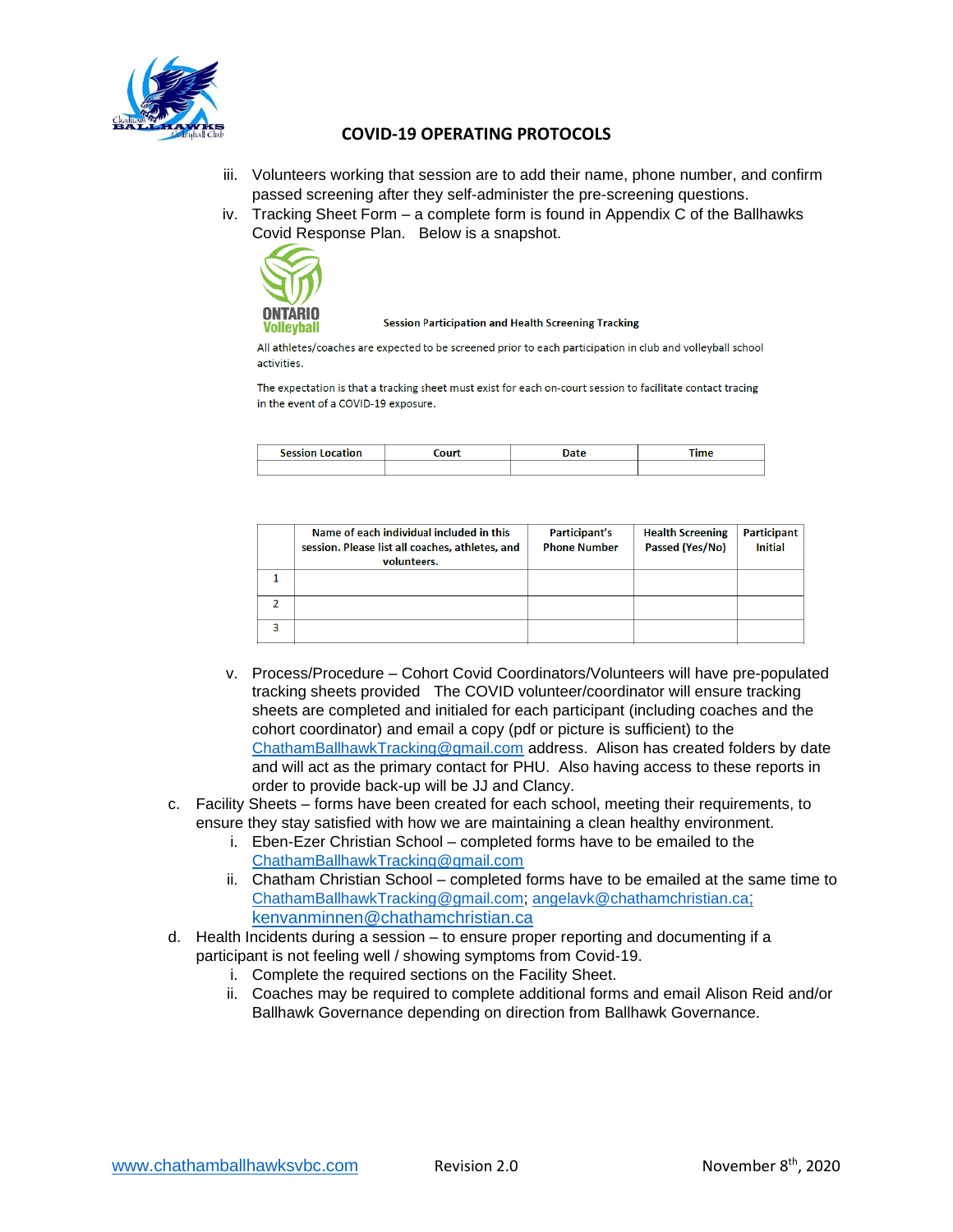## COVID-19 OPERATING PROTOCOLS

iii. Volunteers working that session are to add their name, phone number, and confirm passed screening after they self-administer the pre-screening questions.

iv. Tracking Sheet Form – a complete form is found in Appendix C of the Ballhawks Covid Response Plan. Below is a snapshot.

**Session Participation and Health Screening Tracking**

All athletes/coaches are expected to be screened prior to each participation in club and volleyball school activities.

The expectation is that a tracking sheet must exist for each on-court session to facilitate contact tracing in the event of a COVID-19 exposure.

| Session Location | Court | Date | Time |
|---|---|---|---|
| | | | |

| | Name of each individual included in this session. Please list all coaches, athletes, and volunteers. | Participant's Phone Number | Health Screening Passed (Yes/No) | Participant Initial |
|---|---|---|---|---|
| 1 | | | | |
| 2 | | | | |
| 3 | | | | |

v. Process/Procedure – Cohort Covid Coordinators/Volunteers will have pre-populated tracking sheets provided The COVID volunteer/coordinator will ensure tracking sheets are completed and initialed for each participant (including coaches and the cohort coordinator) and email a copy (pdf or picture is sufficient) to the ChathamBallhawkTracking@gmail.com address. Alison has created folders by date and will act as the primary contact for PHU. Also having access to these reports in order to provide back-up will be JJ and Clancy.

c. Facility Sheets – forms have been created for each school, meeting their requirements, to ensure they stay satisfied with how we are maintaining a clean healthy environment.
   i. Eben-Ezer Christian School – completed forms have to be emailed to the ChathamBallhawkTracking@gmail.com
   ii. Chatham Christian School – completed forms have to be emailed at the same time to ChathamBallhawkTracking@gmail.com; angelavk@chathamchristian.ca; kenvanminnen@chathamchristian.ca

d. Health Incidents during a session – to ensure proper reporting and documenting if a participant is not feeling well / showing symptoms from Covid-19.
   i. Complete the required sections on the Facility Sheet.
   ii. Coaches may be required to complete additional forms and email Alison Reid and/or Ballhawk Governance depending on direction from Ballhawk Governance.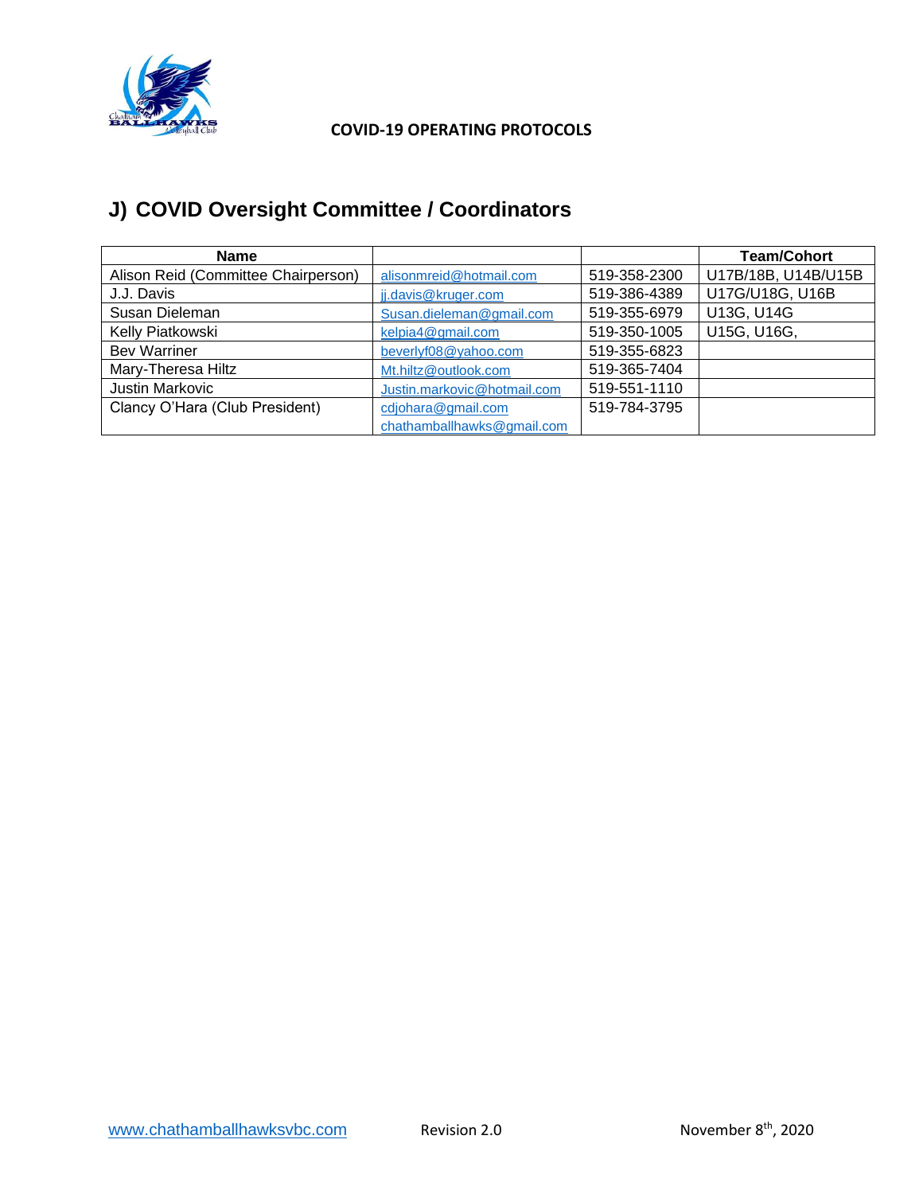## J) COVID Oversight Committee / Coordinators

| Name | | | Team/Cohort |
|---|---|---|---|
| Alison Reid (Committee Chairperson) | alisonmreid@hotmail.com | 519-358-2300 | U17B/18B, U14B/U15B |
| J.J. Davis | jj.davis@kruger.com | 519-386-4389 | U17G/U18G, U16B |
| Susan Dieleman | Susan.dieleman@gmail.com | 519-355-6979 | U13G, U14G |
| Kelly Piatkowski | kelpia4@gmail.com | 519-350-1005 | U15G, U16G, |
| Bev Warriner | beverlyf08@yahoo.com | 519-355-6823 | |
| Mary-Theresa Hiltz | Mt.hiltz@outlook.com | 519-365-7404 | |
| Justin Markovic | Justin.markovic@hotmail.com | 519-551-1110 | |
| Clancy O'Hara (Club President) | cdjohara@gmail.com chathamballhawks@gmail.com | 519-784-3795 | |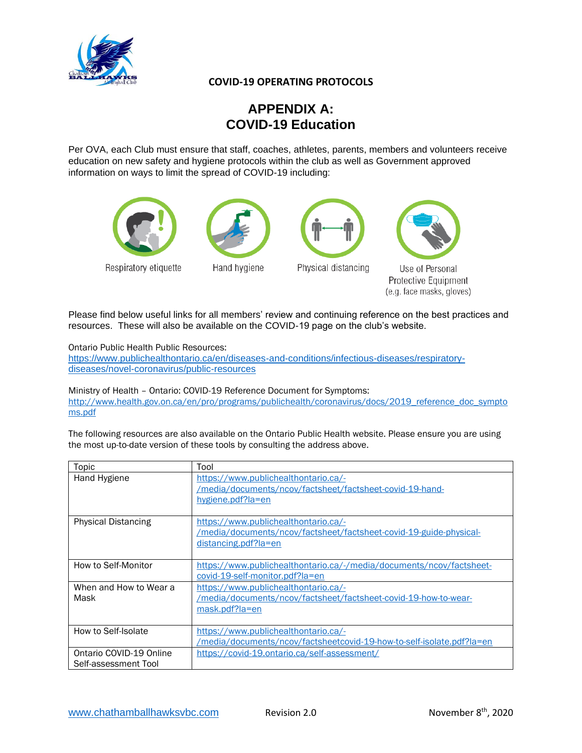**COVID-19 OPERATING PROTOCOLS**

# APPENDIX A: COVID-19 Education

Per OVA, each Club must ensure that staff, coaches, athletes, parents, members and volunteers receive education on new safety and hygiene protocols within the club as well as Government approved information on ways to limit the spread of COVID-19 including:

Respiratory etiquette

Hand hygiene

Physical distancing

Use of Personal Protective Equipment (e.g. face masks, gloves)

Please find below useful links for all members' review and continuing reference on the best practices and resources. These will also be available on the COVID-19 page on the club's website.

Ontario Public Health Public Resources:
https://www.publichealthontario.ca/en/diseases-and-conditions/infectious-diseases/respiratory-diseases/novel-coronavirus/public-resources

Ministry of Health – Ontario: COVID-19 Reference Document for Symptoms:
http://www.health.gov.on.ca/en/pro/programs/publichealth/coronavirus/docs/2019_reference_doc_symptoms.pdf

The following resources are also available on the Ontario Public Health website. Please ensure you are using the most up-to-date version of these tools by consulting the address above.

| Topic | Tool |
|---|---|
| Hand Hygiene | https://www.publichealthontario.ca/-/media/documents/ncov/factsheet/factsheet-covid-19-hand-hygiene.pdf?la=en |
| Physical Distancing | https://www.publichealthontario.ca/-/media/documents/ncov/factsheet/factsheet-covid-19-guide-physical-distancing.pdf?la=en |
| How to Self-Monitor | https://www.publichealthontario.ca/-/media/documents/ncov/factsheet-covid-19-self-monitor.pdf?la=en |
| When and How to Wear a Mask | https://www.publichealthontario.ca/-/media/documents/ncov/factsheet/factsheet-covid-19-how-to-wear-mask.pdf?la=en |
| How to Self-Isolate | https://www.publichealthontario.ca/-/media/documents/ncov/factsheetcovid-19-how-to-self-isolate.pdf?la=en |
| Ontario COVID-19 Online Self-assessment Tool | https://covid-19.ontario.ca/self-assessment/ |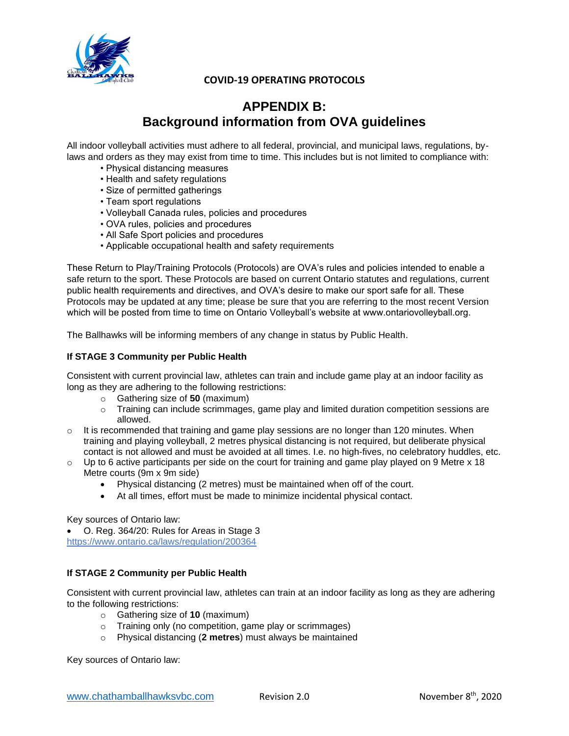# APPENDIX B: Background information from OVA guidelines

All indoor volleyball activities must adhere to all federal, provincial, and municipal laws, regulations, by-laws and orders as they may exist from time to time. This includes but is not limited to compliance with:

- Physical distancing measures
- Health and safety regulations
- Size of permitted gatherings
- Team sport regulations
- Volleyball Canada rules, policies and procedures
- OVA rules, policies and procedures
- All Safe Sport policies and procedures
- Applicable occupational health and safety requirements

These Return to Play/Training Protocols (Protocols) are OVA's rules and policies intended to enable a safe return to the sport. These Protocols are based on current Ontario statutes and regulations, current public health requirements and directives, and OVA's desire to make our sport safe for all. These Protocols may be updated at any time; please be sure that you are referring to the most recent Version which will be posted from time to time on Ontario Volleyball's website at www.ontariovolleyball.org.

The Ballhawks will be informing members of any change in status by Public Health.

**If STAGE 3 Community per Public Health**

Consistent with current provincial law, athletes can train and include game play at an indoor facility as long as they are adhering to the following restrictions:

- Gathering size of **50** (maximum)
- Training can include scrimmages, game play and limited duration competition sessions are allowed.
- It is recommended that training and game play sessions are no longer than 120 minutes. When training and playing volleyball, 2 metres physical distancing is not required, but deliberate physical contact is not allowed and must be avoided at all times. I.e. no high-fives, no celebratory huddles, etc.
- Up to 6 active participants per side on the court for training and game play played on 9 Metre x 18 Metre courts (9m x 9m side)
  - Physical distancing (2 metres) must be maintained when off of the court.
  - At all times, effort must be made to minimize incidental physical contact.

Key sources of Ontario law:

- O. Reg. 364/20: Rules for Areas in Stage 3

https://www.ontario.ca/laws/regulation/200364

**If STAGE 2 Community per Public Health**

Consistent with current provincial law, athletes can train at an indoor facility as long as they are adhering to the following restrictions:

- Gathering size of **10** (maximum)
- Training only (no competition, game play or scrimmages)
- Physical distancing (**2 metres**) must always be maintained

Key sources of Ontario law: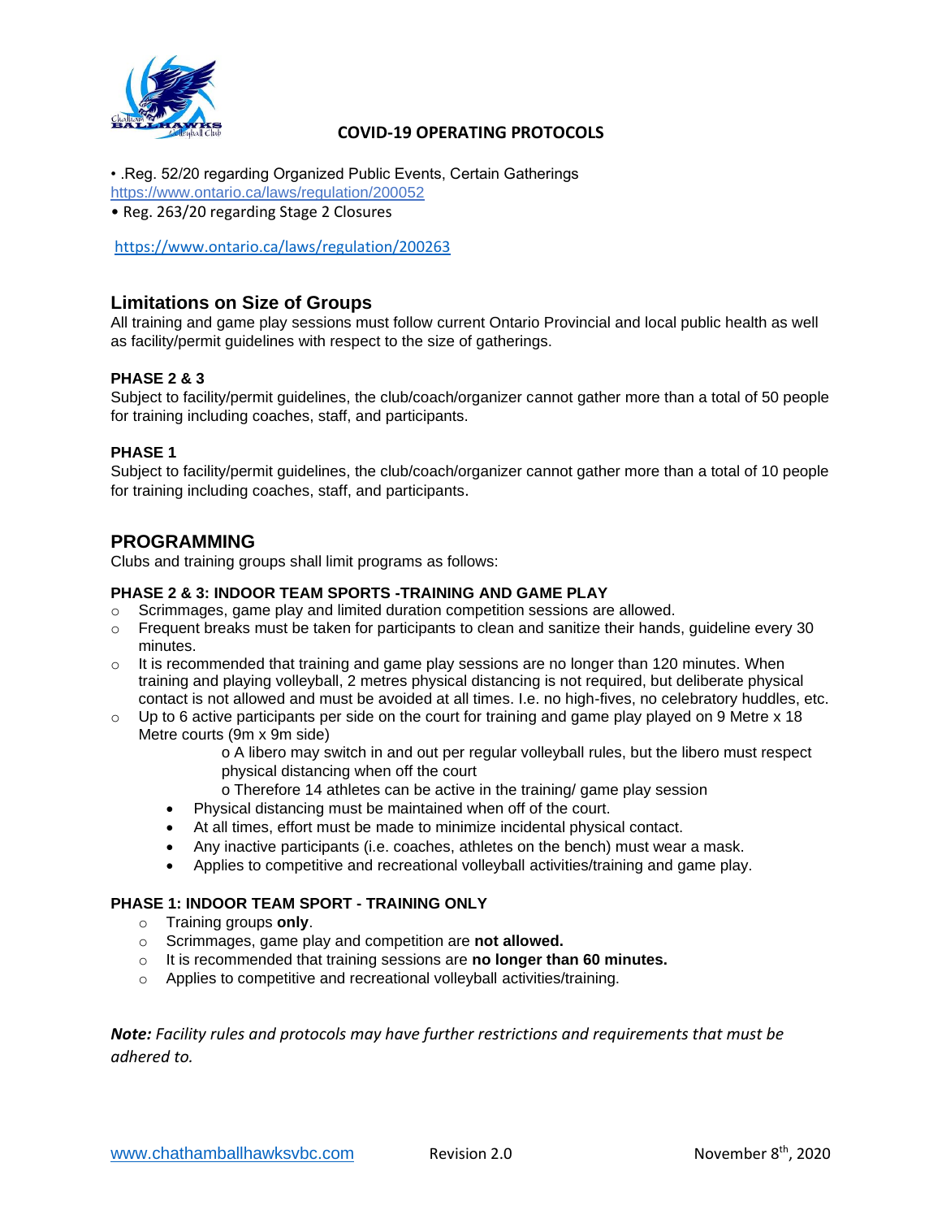**COVID-19 OPERATING PROTOCOLS**

- .Reg. 52/20 regarding Organized Public Events, Certain Gatherings https://www.ontario.ca/laws/regulation/200052
- Reg. 263/20 regarding Stage 2 Closures

https://www.ontario.ca/laws/regulation/200263

## Limitations on Size of Groups

All training and game play sessions must follow current Ontario Provincial and local public health as well as facility/permit guidelines with respect to the size of gatherings.

**PHASE 2 & 3**

Subject to facility/permit guidelines, the club/coach/organizer cannot gather more than a total of 50 people for training including coaches, staff, and participants.

**PHASE 1**

Subject to facility/permit guidelines, the club/coach/organizer cannot gather more than a total of 10 people for training including coaches, staff, and participants.

## PROGRAMMING

Clubs and training groups shall limit programs as follows:

**PHASE 2 & 3: INDOOR TEAM SPORTS -TRAINING AND GAME PLAY**

- Scrimmages, game play and limited duration competition sessions are allowed.
- Frequent breaks must be taken for participants to clean and sanitize their hands, guideline every 30 minutes.
- It is recommended that training and game play sessions are no longer than 120 minutes. When training and playing volleyball, 2 metres physical distancing is not required, but deliberate physical contact is not allowed and must be avoided at all times. I.e. no high-fives, no celebratory huddles, etc.
- Up to 6 active participants per side on the court for training and game play played on 9 Metre x 18 Metre courts (9m x 9m side)
  - A libero may switch in and out per regular volleyball rules, but the libero must respect physical distancing when off the court
  - Therefore 14 athletes can be active in the training/ game play session
  - Physical distancing must be maintained when off of the court.
  - At all times, effort must be made to minimize incidental physical contact.
  - Any inactive participants (i.e. coaches, athletes on the bench) must wear a mask.
  - Applies to competitive and recreational volleyball activities/training and game play.

**PHASE 1: INDOOR TEAM SPORT - TRAINING ONLY**

- Training groups **only**.
- Scrimmages, game play and competition are **not allowed.**
- It is recommended that training sessions are **no longer than 60 minutes.**
- Applies to competitive and recreational volleyball activities/training.

***Note:** Facility rules and protocols may have further restrictions and requirements that must be adhered to.*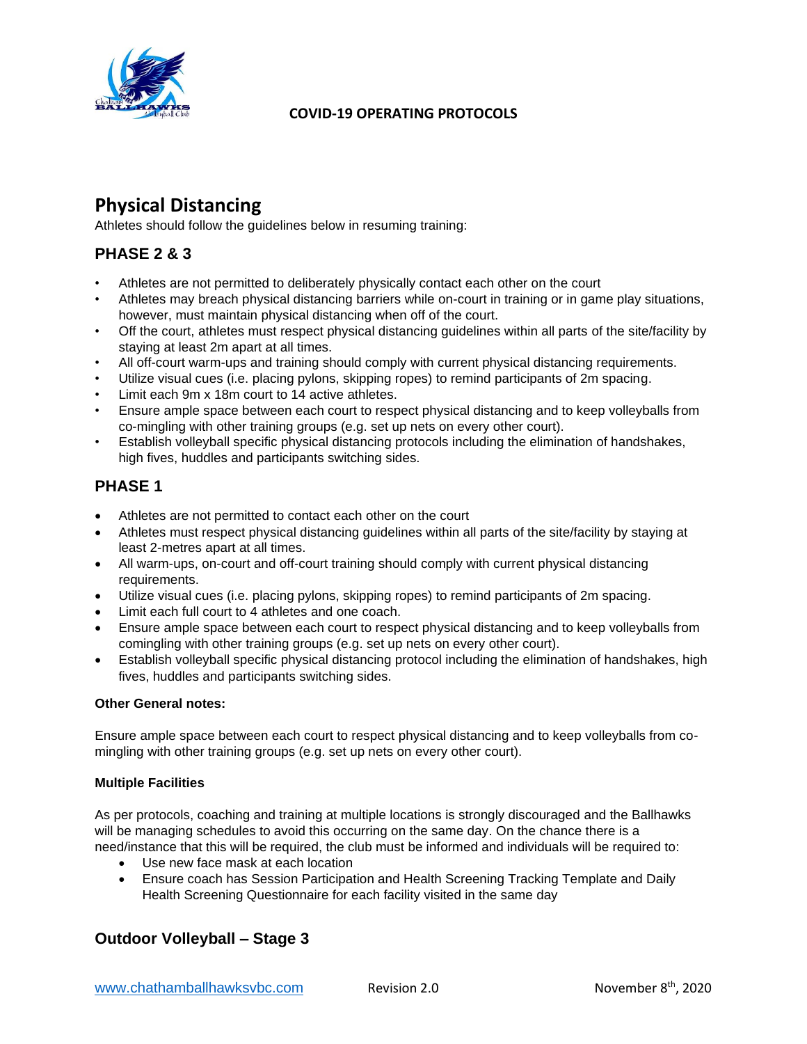## Physical Distancing

Athletes should follow the guidelines below in resuming training:

### PHASE 2 & 3

- Athletes are not permitted to deliberately physically contact each other on the court
- Athletes may breach physical distancing barriers while on-court in training or in game play situations, however, must maintain physical distancing when off of the court.
- Off the court, athletes must respect physical distancing guidelines within all parts of the site/facility by staying at least 2m apart at all times.
- All off-court warm-ups and training should comply with current physical distancing requirements.
- Utilize visual cues (i.e. placing pylons, skipping ropes) to remind participants of 2m spacing.
- Limit each 9m x 18m court to 14 active athletes.
- Ensure ample space between each court to respect physical distancing and to keep volleyballs from co-mingling with other training groups (e.g. set up nets on every other court).
- Establish volleyball specific physical distancing protocols including the elimination of handshakes, high fives, huddles and participants switching sides.

### PHASE 1

- Athletes are not permitted to contact each other on the court
- Athletes must respect physical distancing guidelines within all parts of the site/facility by staying at least 2-metres apart at all times.
- All warm-ups, on-court and off-court training should comply with current physical distancing requirements.
- Utilize visual cues (i.e. placing pylons, skipping ropes) to remind participants of 2m spacing.
- Limit each full court to 4 athletes and one coach.
- Ensure ample space between each court to respect physical distancing and to keep volleyballs from comingling with other training groups (e.g. set up nets on every other court).
- Establish volleyball specific physical distancing protocol including the elimination of handshakes, high fives, huddles and participants switching sides.

**Other General notes:**

Ensure ample space between each court to respect physical distancing and to keep volleyballs from co-mingling with other training groups (e.g. set up nets on every other court).

**Multiple Facilities**

As per protocols, coaching and training at multiple locations is strongly discouraged and the Ballhawks will be managing schedules to avoid this occurring on the same day. On the chance there is a need/instance that this will be required, the club must be informed and individuals will be required to:

- Use new face mask at each location
- Ensure coach has Session Participation and Health Screening Tracking Template and Daily Health Screening Questionnaire for each facility visited in the same day

### Outdoor Volleyball – Stage 3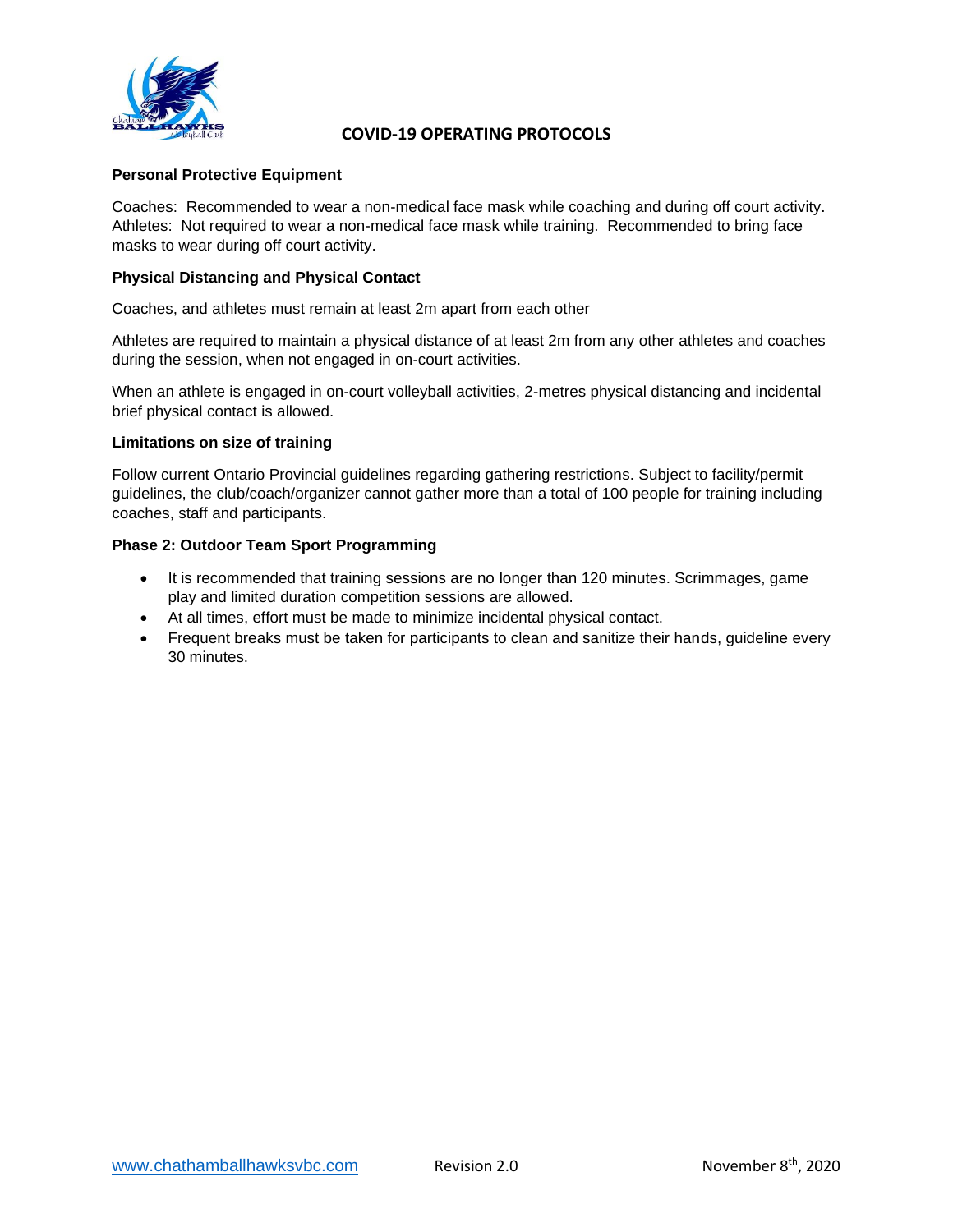## COVID-19 OPERATING PROTOCOLS

**Personal Protective Equipment**

Coaches: Recommended to wear a non-medical face mask while coaching and during off court activity.
Athletes: Not required to wear a non-medical face mask while training. Recommended to bring face masks to wear during off court activity.

**Physical Distancing and Physical Contact**

Coaches, and athletes must remain at least 2m apart from each other

Athletes are required to maintain a physical distance of at least 2m from any other athletes and coaches during the session, when not engaged in on-court activities.

When an athlete is engaged in on-court volleyball activities, 2-metres physical distancing and incidental brief physical contact is allowed.

**Limitations on size of training**

Follow current Ontario Provincial guidelines regarding gathering restrictions. Subject to facility/permit guidelines, the club/coach/organizer cannot gather more than a total of 100 people for training including coaches, staff and participants.

**Phase 2: Outdoor Team Sport Programming**

- It is recommended that training sessions are no longer than 120 minutes. Scrimmages, game play and limited duration competition sessions are allowed.
- At all times, effort must be made to minimize incidental physical contact.
- Frequent breaks must be taken for participants to clean and sanitize their hands, guideline every 30 minutes.

www.chathamballhawksvbc.com Revision 2.0 November 8th, 2020